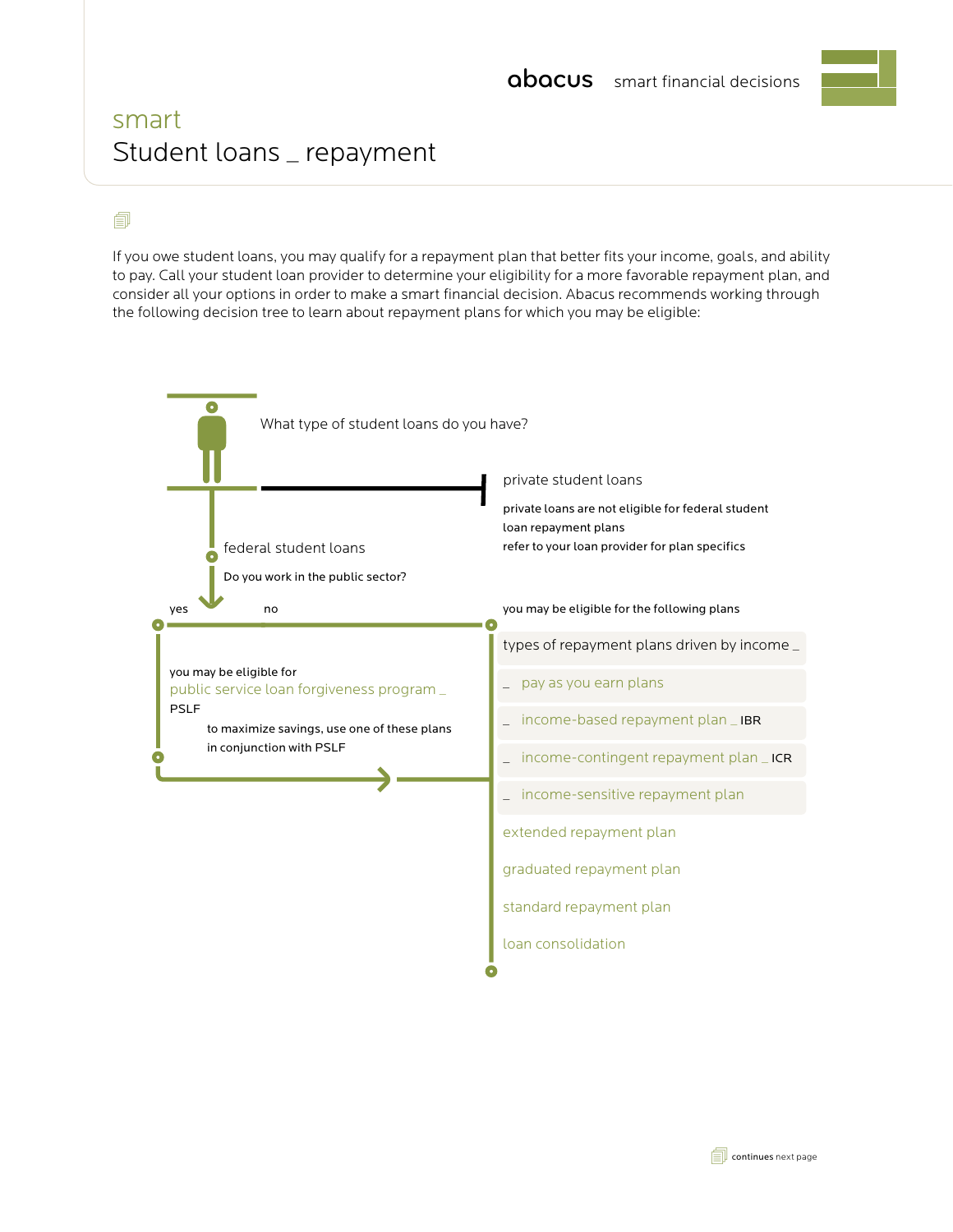abacus smart financial decisions

smart

# Student loans _ repayment

If you owe student loans, you may qualify for a repayment plan that better fits your income, goals, and ability to pay. Call your student loan provider to determine your eligibility for a more favorable repayment plan, and consider all your options in order to make a smart financial decision. Abacus recommends working through the following decision tree to learn about repayment plans for which you may be eligible:

What type of student loans do you have?

private student loans

private loans are not eligible for federal student loan repayment plans

refer to your loan provider for plan specifics

federal student loans

Do you work in the public sector?

yes

you may be eligible for public service loan forgiveness program _ PSLF

to maximize savings, use one of these plans in conjunction with PSLF

no

you may be eligible for the following plans

types of repayment plans driven by income _

- _ pay as you earn plans
- _ income-based repayment plan _ IBR
- _ income-contingent repayment plan _ ICR
- _ income-sensitive repayment plan

extended repayment plan

graduated repayment plan

standard repayment plan

loan consolidation

continues next page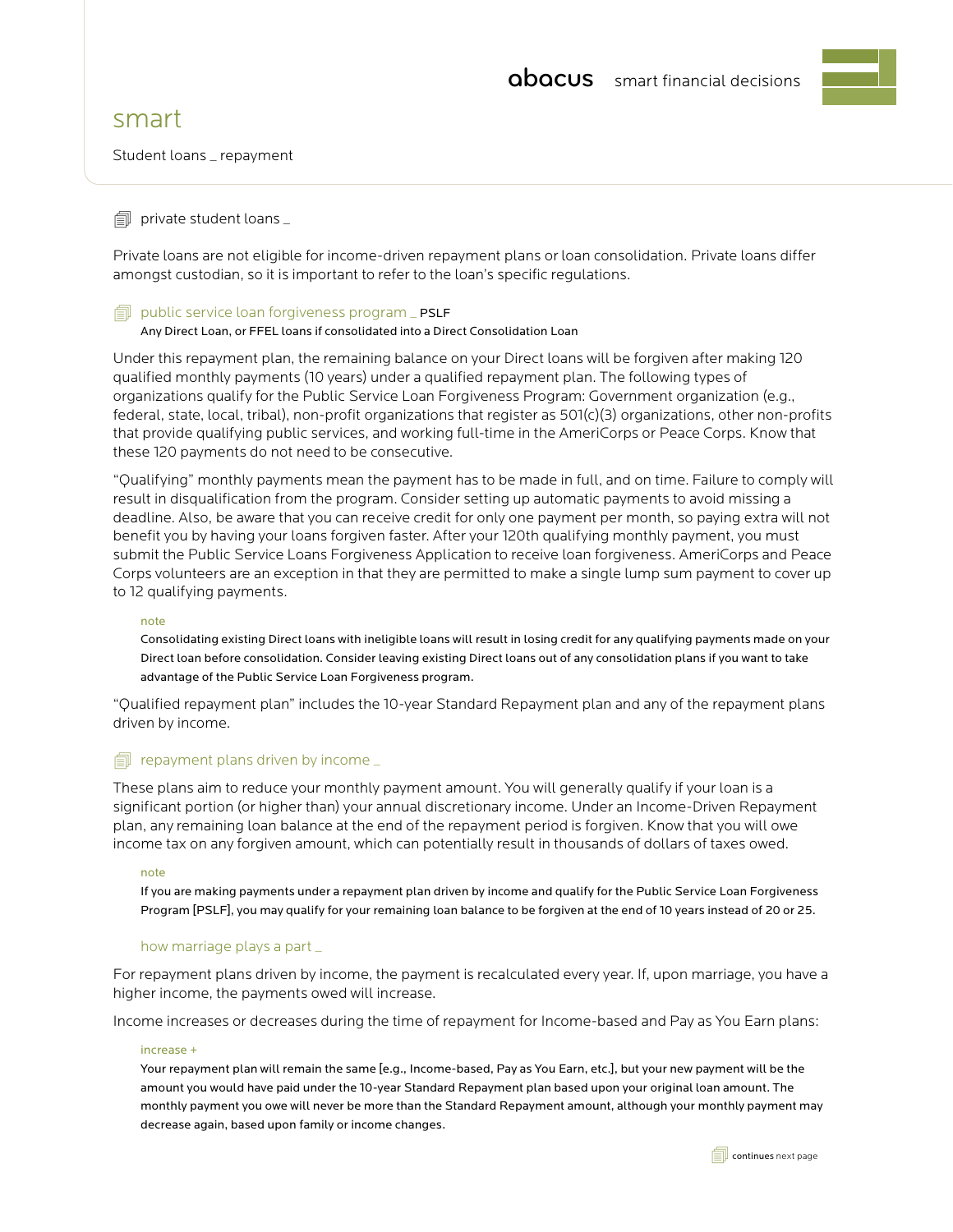# smart

Student loans _ repayment

## private student loans _

Private loans are not eligible for income-driven repayment plans or loan consolidation. Private loans differ amongst custodian, so it is important to refer to the loan's specific regulations.

## public service loan forgiveness program _ PSLF

Any Direct Loan, or FFEL loans if consolidated into a Direct Consolidation Loan

Under this repayment plan, the remaining balance on your Direct loans will be forgiven after making 120 qualified monthly payments (10 years) under a qualified repayment plan. The following types of organizations qualify for the Public Service Loan Forgiveness Program: Government organization (e.g., federal, state, local, tribal), non-profit organizations that register as 501(c)(3) organizations, other non-profits that provide qualifying public services, and working full-time in the AmeriCorps or Peace Corps. Know that these 120 payments do not need to be consecutive.

"Qualifying" monthly payments mean the payment has to be made in full, and on time. Failure to comply will result in disqualification from the program. Consider setting up automatic payments to avoid missing a deadline. Also, be aware that you can receive credit for only one payment per month, so paying extra will not benefit you by having your loans forgiven faster. After your 120th qualifying monthly payment, you must submit the Public Service Loans Forgiveness Application to receive loan forgiveness. AmeriCorps and Peace Corps volunteers are an exception in that they are permitted to make a single lump sum payment to cover up to 12 qualifying payments.

**note**

Consolidating existing Direct loans with ineligible loans will result in losing credit for any qualifying payments made on your Direct loan before consolidation. Consider leaving existing Direct loans out of any consolidation plans if you want to take advantage of the Public Service Loan Forgiveness program.

"Qualified repayment plan" includes the 10-year Standard Repayment plan and any of the repayment plans driven by income.

## repayment plans driven by income _

These plans aim to reduce your monthly payment amount. You will generally qualify if your loan is a significant portion (or higher than) your annual discretionary income. Under an Income-Driven Repayment plan, any remaining loan balance at the end of the repayment period is forgiven. Know that you will owe income tax on any forgiven amount, which can potentially result in thousands of dollars of taxes owed.

**note**

If you are making payments under a repayment plan driven by income and qualify for the Public Service Loan Forgiveness Program [PSLF], you may qualify for your remaining loan balance to be forgiven at the end of 10 years instead of 20 or 25.

### how marriage plays a part _

For repayment plans driven by income, the payment is recalculated every year. If, upon marriage, you have a higher income, the payments owed will increase.

Income increases or decreases during the time of repayment for Income-based and Pay as You Earn plans:

**increase +**

Your repayment plan will remain the same [e.g., Income-based, Pay as You Earn, etc.], but your new payment will be the amount you would have paid under the 10-year Standard Repayment plan based upon your original loan amount. The monthly payment you owe will never be more than the Standard Repayment amount, although your monthly payment may decrease again, based upon family or income changes.

continues next page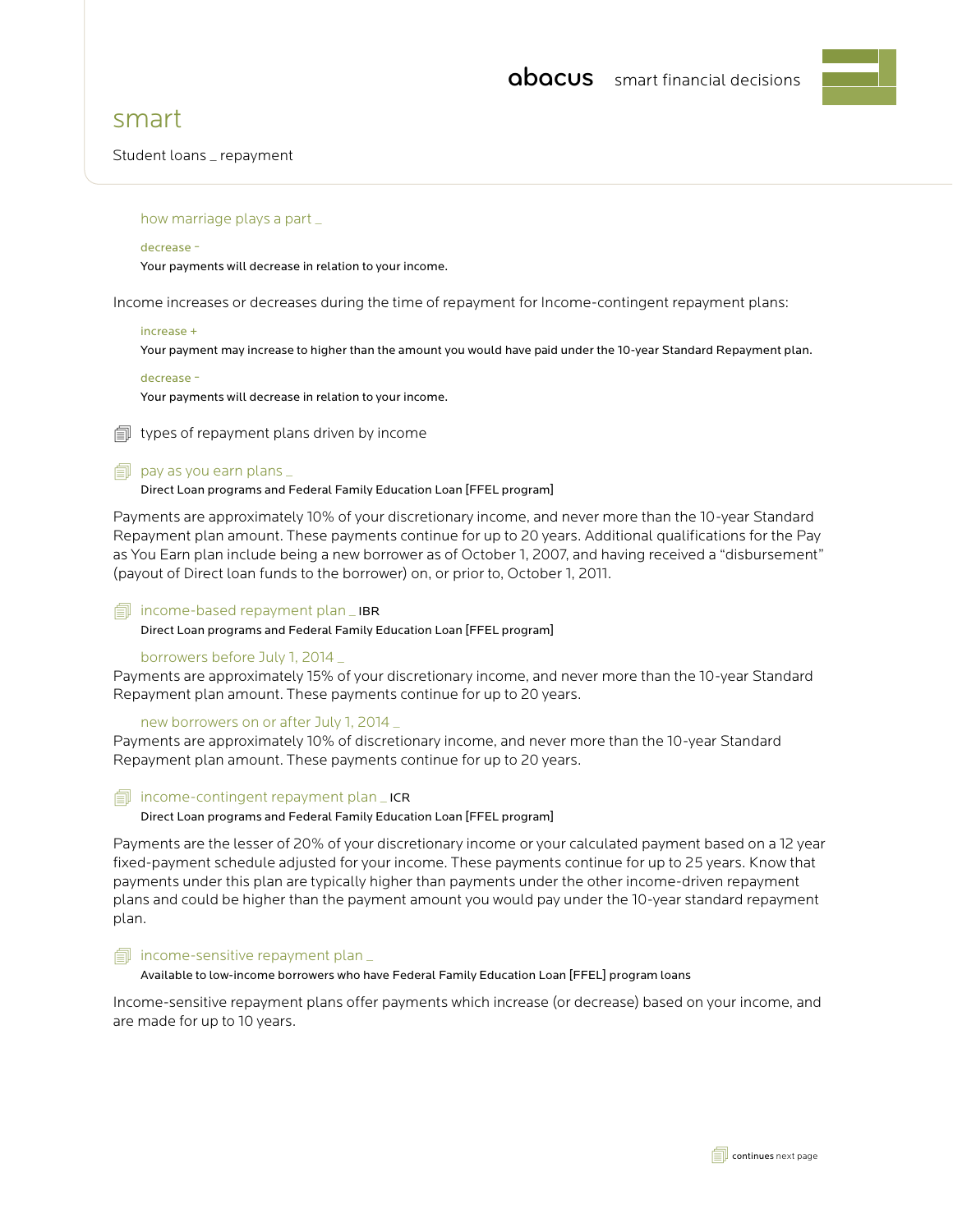# smart

Student loans _ repayment

### how marriage plays a part _

**decrease -**

Your payments will decrease in relation to your income.

Income increases or decreases during the time of repayment for Income-contingent repayment plans:

**increase +**

Your payment may increase to higher than the amount you would have paid under the 10-year Standard Repayment plan.

**decrease -**

Your payments will decrease in relation to your income.

## types of repayment plans driven by income

### pay as you earn plans _

Direct Loan programs and Federal Family Education Loan [FFEL program]

Payments are approximately 10% of your discretionary income, and never more than the 10-year Standard Repayment plan amount. These payments continue for up to 20 years. Additional qualifications for the Pay as You Earn plan include being a new borrower as of October 1, 2007, and having received a "disbursement" (payout of Direct loan funds to the borrower) on, or prior to, October 1, 2011.

### income-based repayment plan _ IBR

Direct Loan programs and Federal Family Education Loan [FFEL program]

#### borrowers before July 1, 2014 _

Payments are approximately 15% of your discretionary income, and never more than the 10-year Standard Repayment plan amount. These payments continue for up to 20 years.

#### new borrowers on or after July 1, 2014 _

Payments are approximately 10% of discretionary income, and never more than the 10-year Standard Repayment plan amount. These payments continue for up to 20 years.

### income-contingent repayment plan _ ICR

Direct Loan programs and Federal Family Education Loan [FFEL program]

Payments are the lesser of 20% of your discretionary income or your calculated payment based on a 12 year fixed-payment schedule adjusted for your income. These payments continue for up to 25 years. Know that payments under this plan are typically higher than payments under the other income-driven repayment plans and could be higher than the payment amount you would pay under the 10-year standard repayment plan.

### income-sensitive repayment plan _

Available to low-income borrowers who have Federal Family Education Loan [FFEL] program loans

Income-sensitive repayment plans offer payments which increase (or decrease) based on your income, and are made for up to 10 years.

continues next page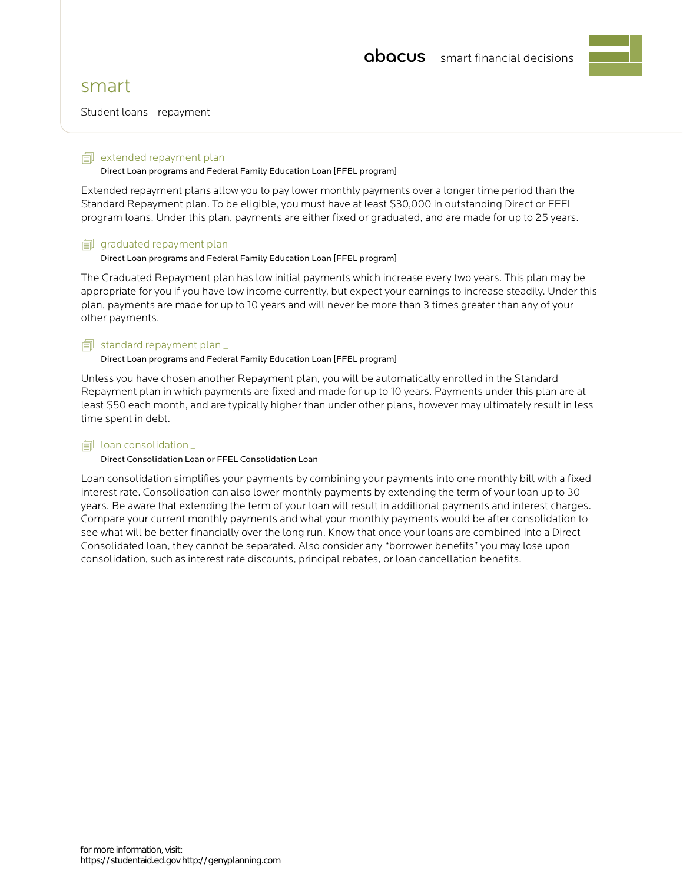abacus smart financial decisions

# smart

Student loans _ repayment

## extended repayment plan _

Direct Loan programs and Federal Family Education Loan [FFEL program]

Extended repayment plans allow you to pay lower monthly payments over a longer time period than the Standard Repayment plan. To be eligible, you must have at least $30,000 in outstanding Direct or FFEL program loans. Under this plan, payments are either fixed or graduated, and are made for up to 25 years.

## graduated repayment plan _

Direct Loan programs and Federal Family Education Loan [FFEL program]

The Graduated Repayment plan has low initial payments which increase every two years. This plan may be appropriate for you if you have low income currently, but expect your earnings to increase steadily. Under this plan, payments are made for up to 10 years and will never be more than 3 times greater than any of your other payments.

## standard repayment plan _

Direct Loan programs and Federal Family Education Loan [FFEL program]

Unless you have chosen another Repayment plan, you will be automatically enrolled in the Standard Repayment plan in which payments are fixed and made for up to 10 years. Payments under this plan are at least $50 each month, and are typically higher than under other plans, however may ultimately result in less time spent in debt.

## loan consolidation _

Direct Consolidation Loan or FFEL Consolidation Loan

Loan consolidation simplifies your payments by combining your payments into one monthly bill with a fixed interest rate. Consolidation can also lower monthly payments by extending the term of your loan up to 30 years. Be aware that extending the term of your loan will result in additional payments and interest charges. Compare your current monthly payments and what your monthly payments would be after consolidation to see what will be better financially over the long run. Know that once your loans are combined into a Direct Consolidated loan, they cannot be separated. Also consider any "borrower benefits" you may lose upon consolidation, such as interest rate discounts, principal rebates, or loan cancellation benefits.

for more information, visit:
https://studentaid.ed.gov http://genyplanning.com